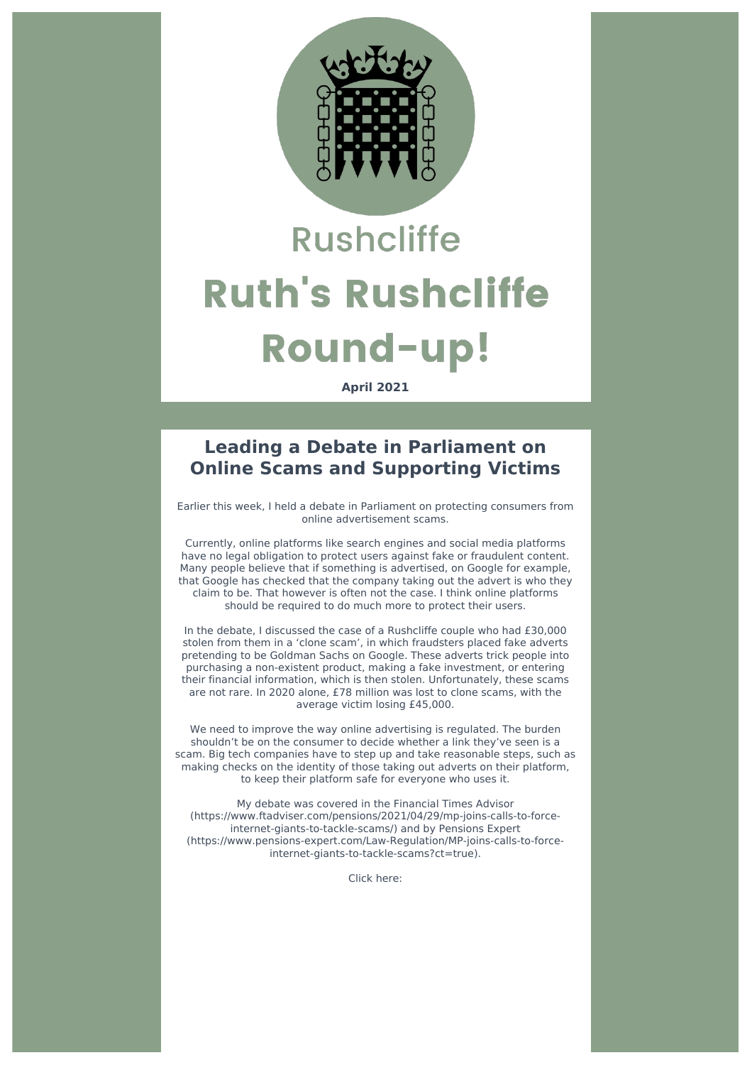Rushcliffe

# Ruth's Rushcliffe Round-up!

**April 2021**

## Leading a Debate in Parliament on Online Scams and Supporting Victims

Earlier this week, I held a debate in Parliament on protecting consumers from online advertisement scams.

Currently, online platforms like search engines and social media platforms have no legal obligation to protect users against fake or fraudulent content. Many people believe that if something is advertised, on Google for example, that Google has checked that the company taking out the advert is who they claim to be. That however is often not the case. I think online platforms should be required to do much more to protect their users.

In the debate, I discussed the case of a Rushcliffe couple who had £30,000 stolen from them in a 'clone scam', in which fraudsters placed fake adverts pretending to be Goldman Sachs on Google. These adverts trick people into purchasing a non-existent product, making a fake investment, or entering their financial information, which is then stolen. Unfortunately, these scams are not rare. In 2020 alone, £78 million was lost to clone scams, with the average victim losing £45,000.

We need to improve the way online advertising is regulated. The burden shouldn't be on the consumer to decide whether a link they've seen is a scam. Big tech companies have to step up and take reasonable steps, such as making checks on the identity of those taking out adverts on their platform, to keep their platform safe for everyone who uses it.

My debate was covered in the Financial Times Advisor (https://www.ftadviser.com/pensions/2021/04/29/mp-joins-calls-to-force-internet-giants-to-tackle-scams/) and by Pensions Expert (https://www.pensions-expert.com/Law-Regulation/MP-joins-calls-to-force-internet-giants-to-tackle-scams?ct=true).

Click here: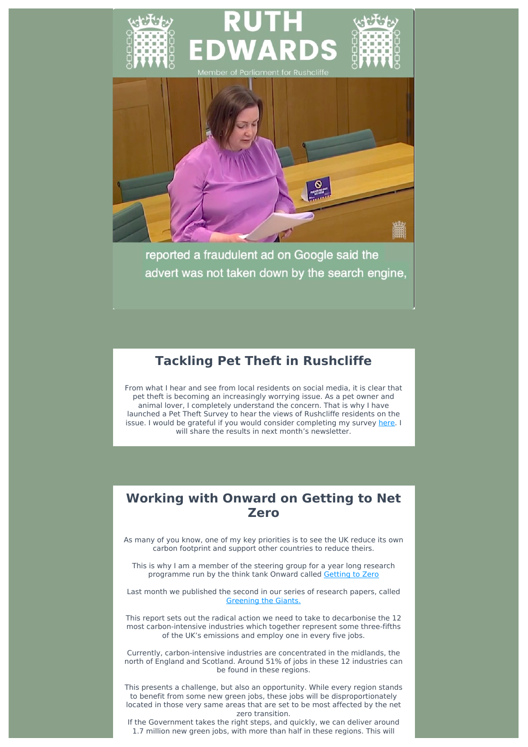## Tackling Pet Theft in Rushcliffe

From what I hear and see from local residents on social media, it is clear that pet theft is becoming an increasingly worrying issue. As a pet owner and animal lover, I completely understand the concern. That is why I have launched a Pet Theft Survey to hear the views of Rushcliffe residents on the issue. I would be grateful if you would consider completing my survey here. I will share the results in next month's newsletter.

## Working with Onward on Getting to Net Zero

As many of you know, one of my key priorities is to see the UK reduce its own carbon footprint and support other countries to reduce theirs.

This is why I am a member of the steering group for a year long research programme run by the think tank Onward called Getting to Zero

Last month we published the second in our series of research papers, called Greening the Giants.

This report sets out the radical action we need to take to decarbonise the 12 most carbon-intensive industries which together represent some three-fifths of the UK's emissions and employ one in every five jobs.

Currently, carbon-intensive industries are concentrated in the midlands, the north of England and Scotland. Around 51% of jobs in these 12 industries can be found in these regions.

This presents a challenge, but also an opportunity. While every region stands to benefit from some new green jobs, these jobs will be disproportionately located in those very same areas that are set to be most affected by the net zero transition.
If the Government takes the right steps, and quickly, we can deliver around 1.7 million new green jobs, with more than half in these regions. This will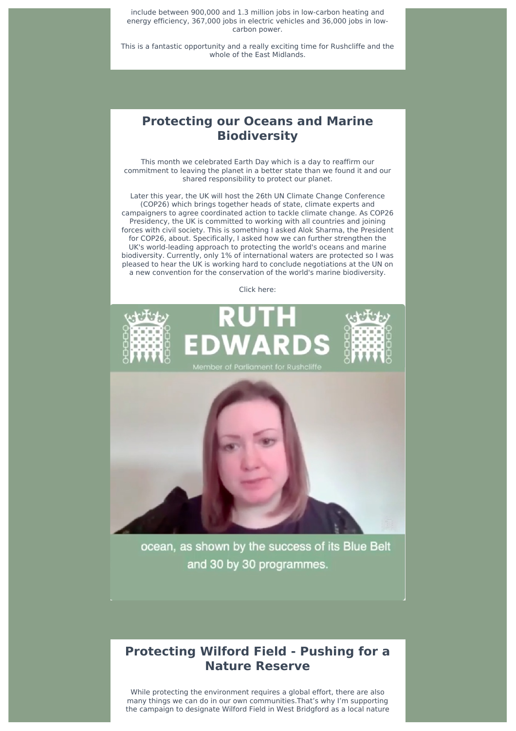include between 900,000 and 1.3 million jobs in low-carbon heating and energy efficiency, 367,000 jobs in electric vehicles and 36,000 jobs in low-carbon power.

This is a fantastic opportunity and a really exciting time for Rushcliffe and the whole of the East Midlands.

## Protecting our Oceans and Marine Biodiversity

This month we celebrated Earth Day which is a day to reaffirm our commitment to leaving the planet in a better state than we found it and our shared responsibility to protect our planet.

Later this year, the UK will host the 26th UN Climate Change Conference (COP26) which brings together heads of state, climate experts and campaigners to agree coordinated action to tackle climate change. As COP26 Presidency, the UK is committed to working with all countries and joining forces with civil society. This is something I asked Alok Sharma, the President for COP26, about. Specifically, I asked how we can further strengthen the UK's world-leading approach to protecting the world's oceans and marine biodiversity. Currently, only 1% of international waters are protected so I was pleased to hear the UK is working hard to conclude negotiations at the UN on a new convention for the conservation of the world's marine biodiversity.

Click here:

RUTH EDWARDS

Member of Parliament for Rushcliffe

ocean, as shown by the success of its Blue Belt and 30 by 30 programmes.

## Protecting Wilford Field - Pushing for a Nature Reserve

While protecting the environment requires a global effort, there are also many things we can do in our own communities.That's why I'm supporting the campaign to designate Wilford Field in West Bridgford as a local nature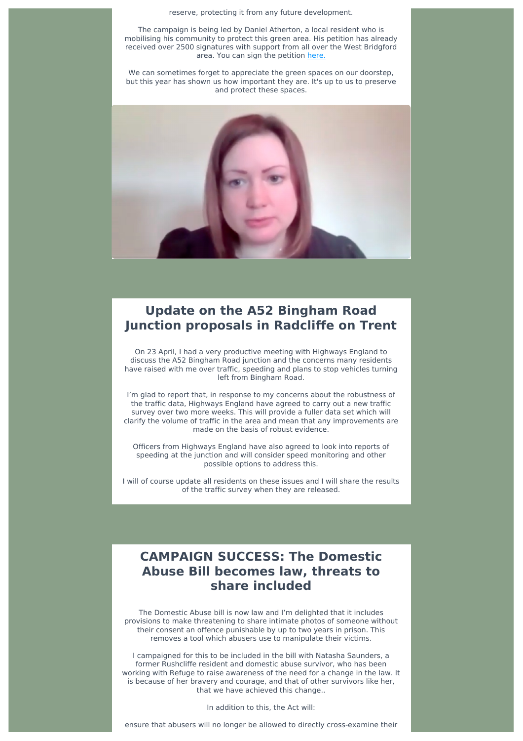reserve, protecting it from any future development.

The campaign is being led by Daniel Atherton, a local resident who is mobilising his community to protect this green area. His petition has already received over 2500 signatures with support from all over the West Bridgford area. You can sign the petition [here.](#)

We can sometimes forget to appreciate the green spaces on our doorstep, but this year has shown us how important they are. It's up to us to preserve and protect these spaces.

## Update on the A52 Bingham Road Junction proposals in Radcliffe on Trent

On 23 April, I had a very productive meeting with Highways England to discuss the A52 Bingham Road junction and the concerns many residents have raised with me over traffic, speeding and plans to stop vehicles turning left from Bingham Road.

I'm glad to report that, in response to my concerns about the robustness of the traffic data, Highways England have agreed to carry out a new traffic survey over two more weeks. This will provide a fuller data set which will clarify the volume of traffic in the area and mean that any improvements are made on the basis of robust evidence.

Officers from Highways England have also agreed to look into reports of speeding at the junction and will consider speed monitoring and other possible options to address this.

I will of course update all residents on these issues and I will share the results of the traffic survey when they are released.

## CAMPAIGN SUCCESS: The Domestic Abuse Bill becomes law, threats to share included

The Domestic Abuse bill is now law and I'm delighted that it includes provisions to make threatening to share intimate photos of someone without their consent an offence punishable by up to two years in prison. This removes a tool which abusers use to manipulate their victims.

I campaigned for this to be included in the bill with Natasha Saunders, a former Rushcliffe resident and domestic abuse survivor, who has been working with Refuge to raise awareness of the need for a change in the law. It is because of her bravery and courage, and that of other survivors like her, that we have achieved this change..

In addition to this, the Act will:

ensure that abusers will no longer be allowed to directly cross-examine their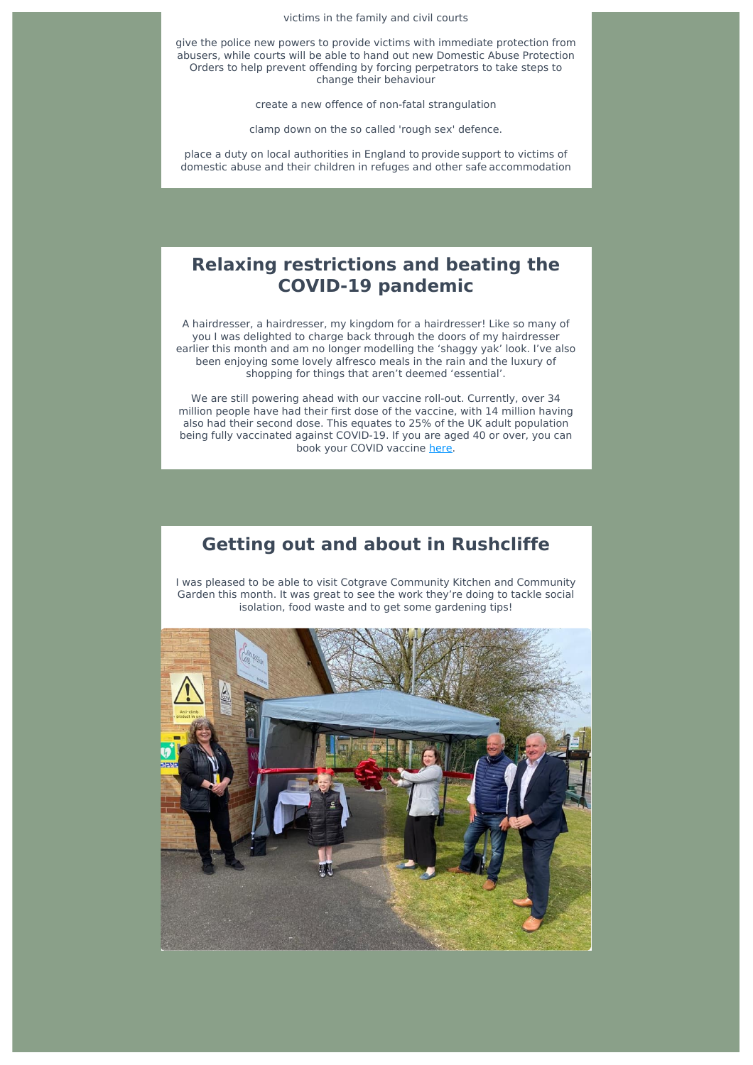victims in the family and civil courts

give the police new powers to provide victims with immediate protection from abusers, while courts will be able to hand out new Domestic Abuse Protection Orders to help prevent offending by forcing perpetrators to take steps to change their behaviour

create a new offence of non-fatal strangulation

clamp down on the so called 'rough sex' defence.

place a duty on local authorities in England to provide support to victims of domestic abuse and their children in refuges and other safe accommodation

## Relaxing restrictions and beating the COVID-19 pandemic

A hairdresser, a hairdresser, my kingdom for a hairdresser! Like so many of you I was delighted to charge back through the doors of my hairdresser earlier this month and am no longer modelling the 'shaggy yak' look. I've also been enjoying some lovely alfresco meals in the rain and the luxury of shopping for things that aren't deemed 'essential'.

We are still powering ahead with our vaccine roll-out. Currently, over 34 million people have had their first dose of the vaccine, with 14 million having also had their second dose. This equates to 25% of the UK adult population being fully vaccinated against COVID-19. If you are aged 40 or over, you can book your COVID vaccine here.

## Getting out and about in Rushcliffe

I was pleased to be able to visit Cotgrave Community Kitchen and Community Garden this month. It was great to see the work they're doing to tackle social isolation, food waste and to get some gardening tips!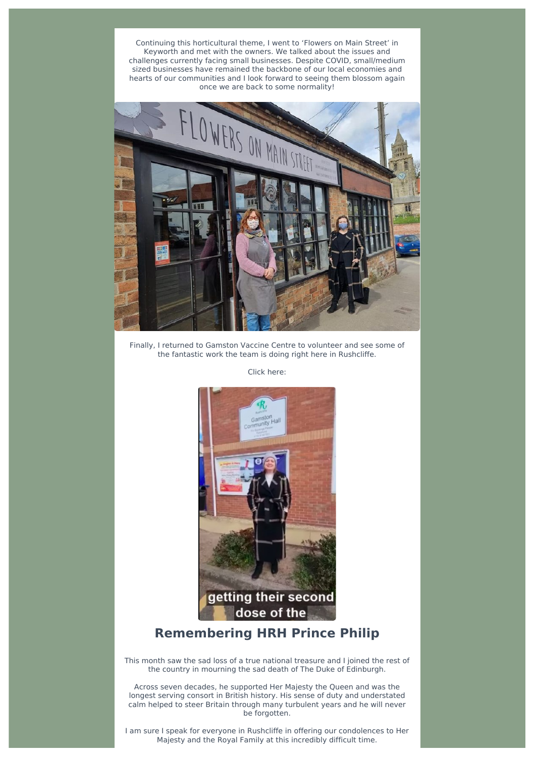Continuing this horticultural theme, I went to 'Flowers on Main Street' in Keyworth and met with the owners. We talked about the issues and challenges currently facing small businesses. Despite COVID, small/medium sized businesses have remained the backbone of our local economies and hearts of our communities and I look forward to seeing them blossom again once we are back to some normality!

Finally, I returned to Gamston Vaccine Centre to volunteer and see some of the fantastic work the team is doing right here in Rushcliffe.

Click here:

## Remembering HRH Prince Philip

This month saw the sad loss of a true national treasure and I joined the rest of the country in mourning the sad death of The Duke of Edinburgh.

Across seven decades, he supported Her Majesty the Queen and was the longest serving consort in British history. His sense of duty and understated calm helped to steer Britain through many turbulent years and he will never be forgotten.

I am sure I speak for everyone in Rushcliffe in offering our condolences to Her Majesty and the Royal Family at this incredibly difficult time.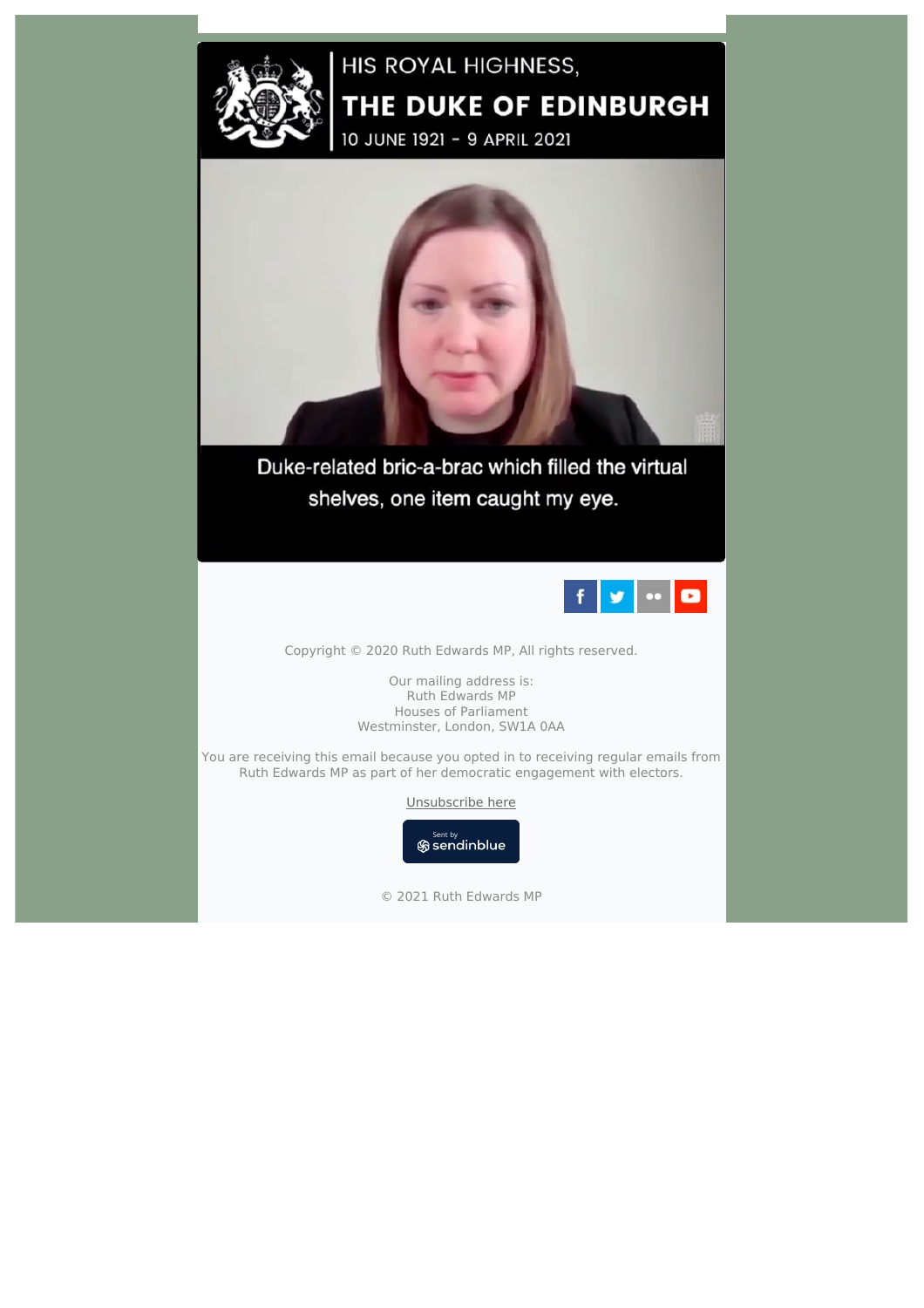HIS ROYAL HIGHNESS,

**THE DUKE OF EDINBURGH**

10 JUNE 1921 - 9 APRIL 2021

Duke-related bric-a-brac which filled the virtual shelves, one item caught my eye.

Copyright © 2020 Ruth Edwards MP, All rights reserved.

Our mailing address is:
Ruth Edwards MP
Houses of Parliament
Westminster, London, SW1A 0AA

You are receiving this email because you opted in to receiving regular emails from Ruth Edwards MP as part of her democratic engagement with electors.

Unsubscribe here

Sent by sendinblue

© 2021 Ruth Edwards MP